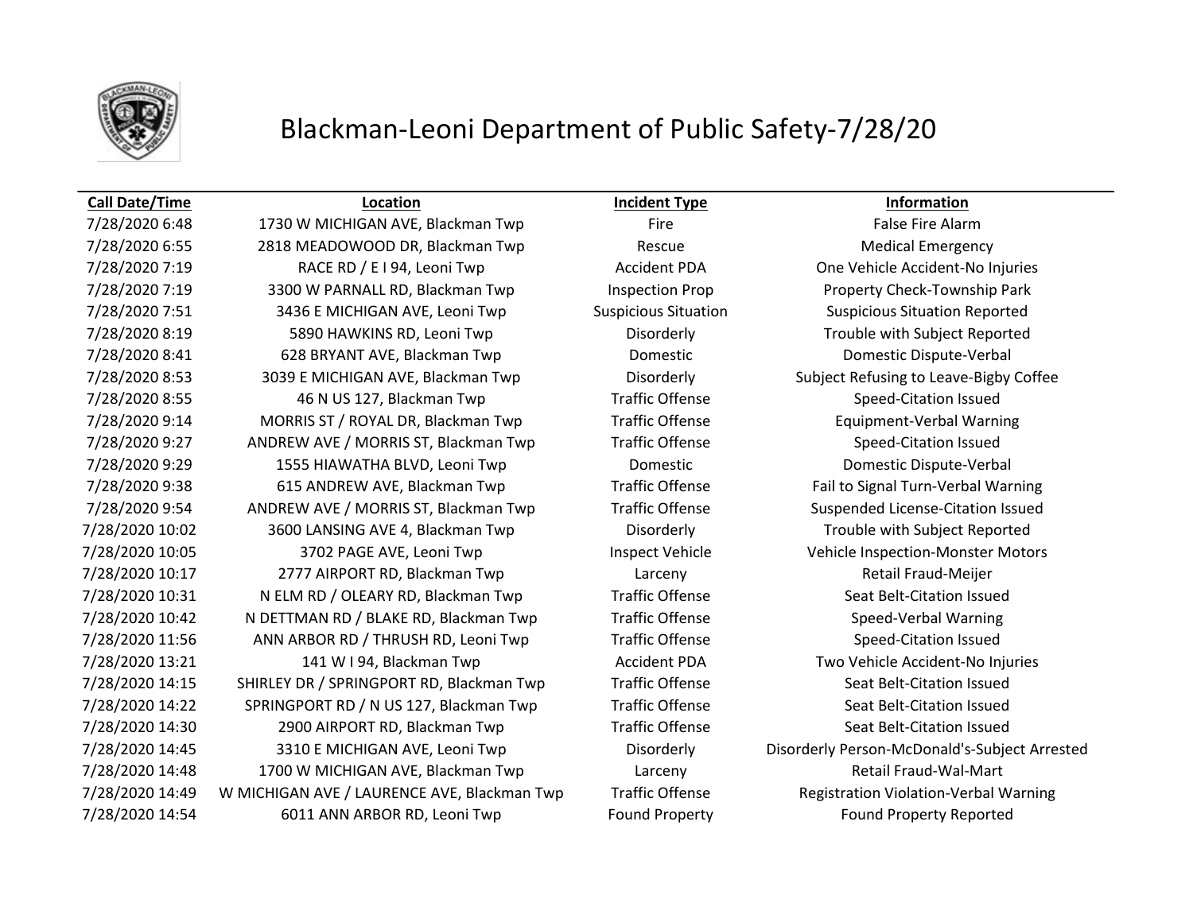# Blackman-Leoni Department of Public Safety-7/28/20

| Call Date/Time | Location | Incident Type | Information |
|---|---|---|---|
| 7/28/2020 6:48 | 1730 W MICHIGAN AVE, Blackman Twp | Fire | False Fire Alarm |
| 7/28/2020 6:55 | 2818 MEADOWOOD DR, Blackman Twp | Rescue | Medical Emergency |
| 7/28/2020 7:19 | RACE RD / E I 94, Leoni Twp | Accident PDA | One Vehicle Accident-No Injuries |
| 7/28/2020 7:19 | 3300 W PARNALL RD, Blackman Twp | Inspection Prop | Property Check-Township Park |
| 7/28/2020 7:51 | 3436 E MICHIGAN AVE, Leoni Twp | Suspicious Situation | Suspicious Situation Reported |
| 7/28/2020 8:19 | 5890 HAWKINS RD, Leoni Twp | Disorderly | Trouble with Subject Reported |
| 7/28/2020 8:41 | 628 BRYANT AVE, Blackman Twp | Domestic | Domestic Dispute-Verbal |
| 7/28/2020 8:53 | 3039 E MICHIGAN AVE, Blackman Twp | Disorderly | Subject Refusing to Leave-Bigby Coffee |
| 7/28/2020 8:55 | 46 N US 127, Blackman Twp | Traffic Offense | Speed-Citation Issued |
| 7/28/2020 9:14 | MORRIS ST / ROYAL DR, Blackman Twp | Traffic Offense | Equipment-Verbal Warning |
| 7/28/2020 9:27 | ANDREW AVE / MORRIS ST, Blackman Twp | Traffic Offense | Speed-Citation Issued |
| 7/28/2020 9:29 | 1555 HIAWATHA BLVD, Leoni Twp | Domestic | Domestic Dispute-Verbal |
| 7/28/2020 9:38 | 615 ANDREW AVE, Blackman Twp | Traffic Offense | Fail to Signal Turn-Verbal Warning |
| 7/28/2020 9:54 | ANDREW AVE / MORRIS ST, Blackman Twp | Traffic Offense | Suspended License-Citation Issued |
| 7/28/2020 10:02 | 3600 LANSING AVE 4, Blackman Twp | Disorderly | Trouble with Subject Reported |
| 7/28/2020 10:05 | 3702 PAGE AVE, Leoni Twp | Inspect Vehicle | Vehicle Inspection-Monster Motors |
| 7/28/2020 10:17 | 2777 AIRPORT RD, Blackman Twp | Larceny | Retail Fraud-Meijer |
| 7/28/2020 10:31 | N ELM RD / OLEARY RD, Blackman Twp | Traffic Offense | Seat Belt-Citation Issued |
| 7/28/2020 10:42 | N DETTMAN RD / BLAKE RD, Blackman Twp | Traffic Offense | Speed-Verbal Warning |
| 7/28/2020 11:56 | ANN ARBOR RD / THRUSH RD, Leoni Twp | Traffic Offense | Speed-Citation Issued |
| 7/28/2020 13:21 | 141 W I 94, Blackman Twp | Accident PDA | Two Vehicle Accident-No Injuries |
| 7/28/2020 14:15 | SHIRLEY DR / SPRINGPORT RD, Blackman Twp | Traffic Offense | Seat Belt-Citation Issued |
| 7/28/2020 14:22 | SPRINGPORT RD / N US 127, Blackman Twp | Traffic Offense | Seat Belt-Citation Issued |
| 7/28/2020 14:30 | 2900 AIRPORT RD, Blackman Twp | Traffic Offense | Seat Belt-Citation Issued |
| 7/28/2020 14:45 | 3310 E MICHIGAN AVE, Leoni Twp | Disorderly | Disorderly Person-McDonald's-Subject Arrested |
| 7/28/2020 14:48 | 1700 W MICHIGAN AVE, Blackman Twp | Larceny | Retail Fraud-Wal-Mart |
| 7/28/2020 14:49 | W MICHIGAN AVE / LAURENCE AVE, Blackman Twp | Traffic Offense | Registration Violation-Verbal Warning |
| 7/28/2020 14:54 | 6011 ANN ARBOR RD, Leoni Twp | Found Property | Found Property Reported |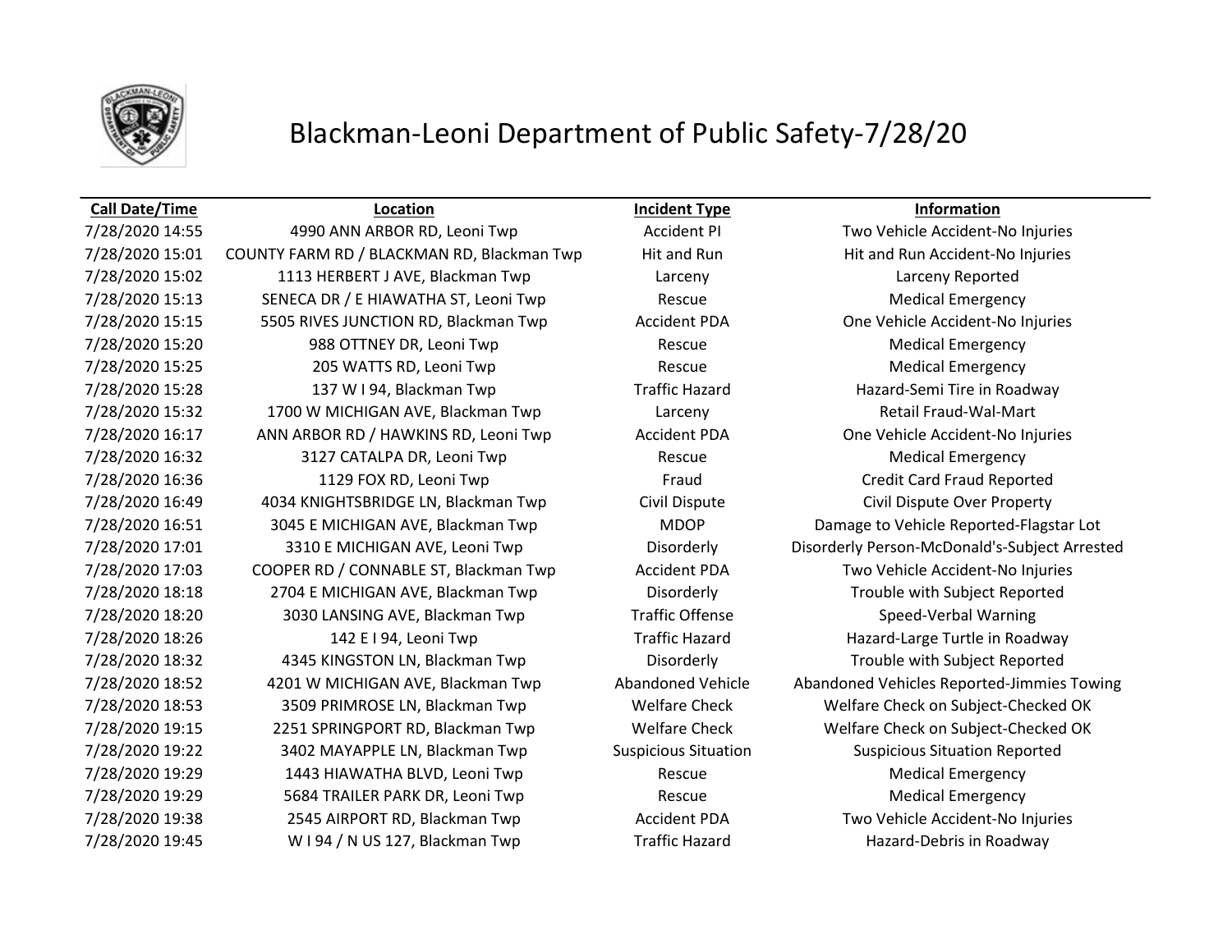# Blackman-Leoni Department of Public Safety-7/28/20

| Call Date/Time | Location | Incident Type | Information |
|---|---|---|---|
| 7/28/2020 14:55 | 4990 ANN ARBOR RD, Leoni Twp | Accident PI | Two Vehicle Accident-No Injuries |
| 7/28/2020 15:01 | COUNTY FARM RD / BLACKMAN RD, Blackman Twp | Hit and Run | Hit and Run Accident-No Injuries |
| 7/28/2020 15:02 | 1113 HERBERT J AVE, Blackman Twp | Larceny | Larceny Reported |
| 7/28/2020 15:13 | SENECA DR / E HIAWATHA ST, Leoni Twp | Rescue | Medical Emergency |
| 7/28/2020 15:15 | 5505 RIVES JUNCTION RD, Blackman Twp | Accident PDA | One Vehicle Accident-No Injuries |
| 7/28/2020 15:20 | 988 OTTNEY DR, Leoni Twp | Rescue | Medical Emergency |
| 7/28/2020 15:25 | 205 WATTS RD, Leoni Twp | Rescue | Medical Emergency |
| 7/28/2020 15:28 | 137 W I 94, Blackman Twp | Traffic Hazard | Hazard-Semi Tire in Roadway |
| 7/28/2020 15:32 | 1700 W MICHIGAN AVE, Blackman Twp | Larceny | Retail Fraud-Wal-Mart |
| 7/28/2020 16:17 | ANN ARBOR RD / HAWKINS RD, Leoni Twp | Accident PDA | One Vehicle Accident-No Injuries |
| 7/28/2020 16:32 | 3127 CATALPA DR, Leoni Twp | Rescue | Medical Emergency |
| 7/28/2020 16:36 | 1129 FOX RD, Leoni Twp | Fraud | Credit Card Fraud Reported |
| 7/28/2020 16:49 | 4034 KNIGHTSBRIDGE LN, Blackman Twp | Civil Dispute | Civil Dispute Over Property |
| 7/28/2020 16:51 | 3045 E MICHIGAN AVE, Blackman Twp | MDOP | Damage to Vehicle Reported-Flagstar Lot |
| 7/28/2020 17:01 | 3310 E MICHIGAN AVE, Leoni Twp | Disorderly | Disorderly Person-McDonald's-Subject Arrested |
| 7/28/2020 17:03 | COOPER RD / CONNABLE ST, Blackman Twp | Accident PDA | Two Vehicle Accident-No Injuries |
| 7/28/2020 18:18 | 2704 E MICHIGAN AVE, Blackman Twp | Disorderly | Trouble with Subject Reported |
| 7/28/2020 18:20 | 3030 LANSING AVE, Blackman Twp | Traffic Offense | Speed-Verbal Warning |
| 7/28/2020 18:26 | 142 E I 94, Leoni Twp | Traffic Hazard | Hazard-Large Turtle in Roadway |
| 7/28/2020 18:32 | 4345 KINGSTON LN, Blackman Twp | Disorderly | Trouble with Subject Reported |
| 7/28/2020 18:52 | 4201 W MICHIGAN AVE, Blackman Twp | Abandoned Vehicle | Abandoned Vehicles Reported-Jimmies Towing |
| 7/28/2020 18:53 | 3509 PRIMROSE LN, Blackman Twp | Welfare Check | Welfare Check on Subject-Checked OK |
| 7/28/2020 19:15 | 2251 SPRINGPORT RD, Blackman Twp | Welfare Check | Welfare Check on Subject-Checked OK |
| 7/28/2020 19:22 | 3402 MAYAPPLE LN, Blackman Twp | Suspicious Situation | Suspicious Situation Reported |
| 7/28/2020 19:29 | 1443 HIAWATHA BLVD, Leoni Twp | Rescue | Medical Emergency |
| 7/28/2020 19:29 | 5684 TRAILER PARK DR, Leoni Twp | Rescue | Medical Emergency |
| 7/28/2020 19:38 | 2545 AIRPORT RD, Blackman Twp | Accident PDA | Two Vehicle Accident-No Injuries |
| 7/28/2020 19:45 | W I 94 / N US 127, Blackman Twp | Traffic Hazard | Hazard-Debris in Roadway |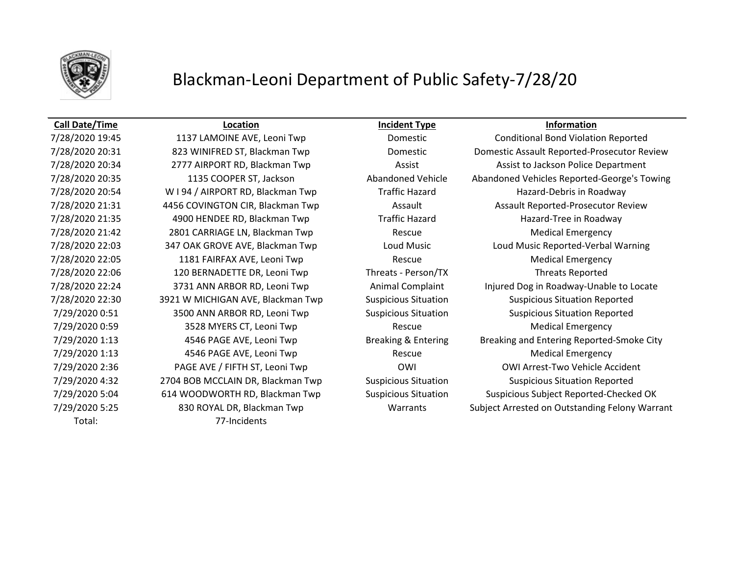# Blackman-Leoni Department of Public Safety-7/28/20

| Call Date/Time | Location | Incident Type | Information |
|---|---|---|---|
| 7/28/2020 19:45 | 1137 LAMOINE AVE, Leoni Twp | Domestic | Conditional Bond Violation Reported |
| 7/28/2020 20:31 | 823 WINIFRED ST, Blackman Twp | Domestic | Domestic Assault Reported-Prosecutor Review |
| 7/28/2020 20:34 | 2777 AIRPORT RD, Blackman Twp | Assist | Assist to Jackson Police Department |
| 7/28/2020 20:35 | 1135 COOPER ST, Jackson | Abandoned Vehicle | Abandoned Vehicles Reported-George's Towing |
| 7/28/2020 20:54 | W I 94 / AIRPORT RD, Blackman Twp | Traffic Hazard | Hazard-Debris in Roadway |
| 7/28/2020 21:31 | 4456 COVINGTON CIR, Blackman Twp | Assault | Assault Reported-Prosecutor Review |
| 7/28/2020 21:35 | 4900 HENDEE RD, Blackman Twp | Traffic Hazard | Hazard-Tree in Roadway |
| 7/28/2020 21:42 | 2801 CARRIAGE LN, Blackman Twp | Rescue | Medical Emergency |
| 7/28/2020 22:03 | 347 OAK GROVE AVE, Blackman Twp | Loud Music | Loud Music Reported-Verbal Warning |
| 7/28/2020 22:05 | 1181 FAIRFAX AVE, Leoni Twp | Rescue | Medical Emergency |
| 7/28/2020 22:06 | 120 BERNADETTE DR, Leoni Twp | Threats - Person/TX | Threats Reported |
| 7/28/2020 22:24 | 3731 ANN ARBOR RD, Leoni Twp | Animal Complaint | Injured Dog in Roadway-Unable to Locate |
| 7/28/2020 22:30 | 3921 W MICHIGAN AVE, Blackman Twp | Suspicious Situation | Suspicious Situation Reported |
| 7/29/2020 0:51 | 3500 ANN ARBOR RD, Leoni Twp | Suspicious Situation | Suspicious Situation Reported |
| 7/29/2020 0:59 | 3528 MYERS CT, Leoni Twp | Rescue | Medical Emergency |
| 7/29/2020 1:13 | 4546 PAGE AVE, Leoni Twp | Breaking & Entering | Breaking and Entering Reported-Smoke City |
| 7/29/2020 1:13 | 4546 PAGE AVE, Leoni Twp | Rescue | Medical Emergency |
| 7/29/2020 2:36 | PAGE AVE / FIFTH ST, Leoni Twp | OWI | OWI Arrest-Two Vehicle Accident |
| 7/29/2020 4:32 | 2704 BOB MCCLAIN DR, Blackman Twp | Suspicious Situation | Suspicious Situation Reported |
| 7/29/2020 5:04 | 614 WOODWORTH RD, Blackman Twp | Suspicious Situation | Suspicious Subject Reported-Checked OK |
| 7/29/2020 5:25 | 830 ROYAL DR, Blackman Twp | Warrants | Subject Arrested on Outstanding Felony Warrant |
| Total: | 77-Incidents | | |